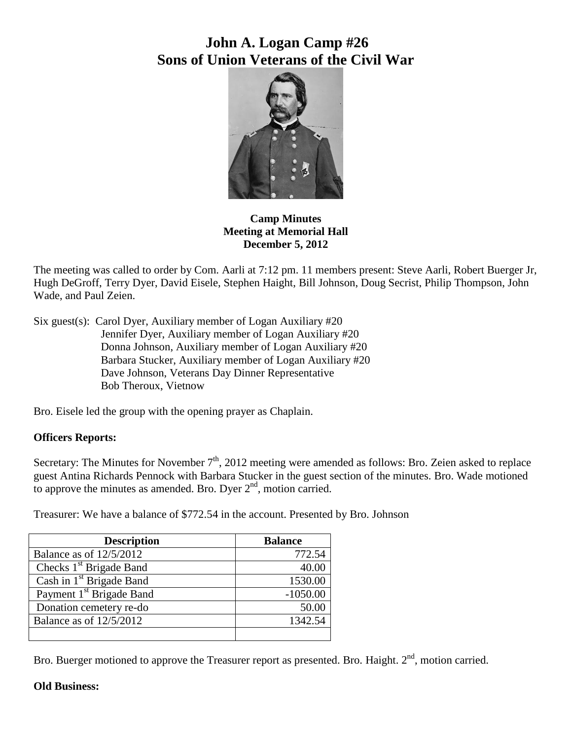# John A. Logan Camp #26
# Sons of Union Veterans of the Civil War

**Camp Minutes**
**Meeting at Memorial Hall**
**December 5, 2012**

The meeting was called to order by Com. Aarli at 7:12 pm. 11 members present: Steve Aarli, Robert Buerger Jr, Hugh DeGroff, Terry Dyer, David Eisele, Stephen Haight, Bill Johnson, Doug Secrist, Philip Thompson, John Wade, and Paul Zeien.

Six guest(s): Carol Dyer, Auxiliary member of Logan Auxiliary #20
Jennifer Dyer, Auxiliary member of Logan Auxiliary #20
Donna Johnson, Auxiliary member of Logan Auxiliary #20
Barbara Stucker, Auxiliary member of Logan Auxiliary #20
Dave Johnson, Veterans Day Dinner Representative
Bob Theroux, Vietnow

Bro. Eisele led the group with the opening prayer as Chaplain.

**Officers Reports:**

Secretary: The Minutes for November 7th, 2012 meeting were amended as follows: Bro. Zeien asked to replace guest Antina Richards Pennock with Barbara Stucker in the guest section of the minutes. Bro. Wade motioned to approve the minutes as amended. Bro. Dyer 2nd, motion carried.

Treasurer: We have a balance of $772.54 in the account. Presented by Bro. Johnson

| Description | Balance |
|---|---|
| Balance as of 12/5/2012 | 772.54 |
| Checks 1st Brigade Band | 40.00 |
| Cash in 1st Brigade Band | 1530.00 |
| Payment 1st Brigade Band | -1050.00 |
| Donation cemetery re-do | 50.00 |
| Balance as of 12/5/2012 | 1342.54 |
| | |

Bro. Buerger motioned to approve the Treasurer report as presented. Bro. Haight. 2nd, motion carried.

**Old Business:**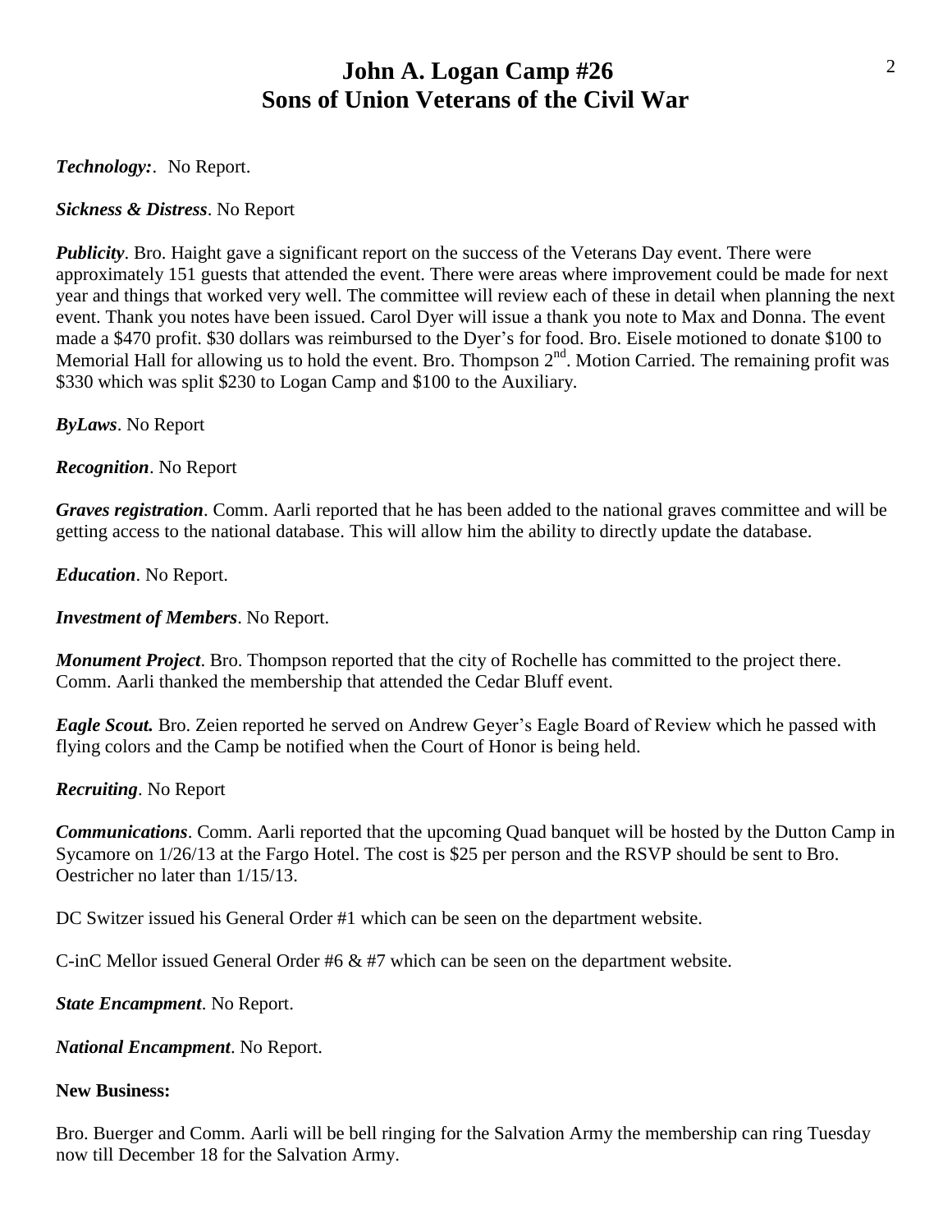# John A. Logan Camp #26
# Sons of Union Veterans of the Civil War

***Technology:***. No Report.

***Sickness & Distress***. No Report

***Publicity***. Bro. Haight gave a significant report on the success of the Veterans Day event. There were approximately 151 guests that attended the event. There were areas where improvement could be made for next year and things that worked very well. The committee will review each of these in detail when planning the next event. Thank you notes have been issued. Carol Dyer will issue a thank you note to Max and Donna. The event made a $470 profit. $30 dollars was reimbursed to the Dyer's for food. Bro. Eisele motioned to donate $100 to Memorial Hall for allowing us to hold the event. Bro. Thompson 2nd. Motion Carried. The remaining profit was $330 which was split $230 to Logan Camp and $100 to the Auxiliary.

***ByLaws***. No Report

***Recognition***. No Report

***Graves registration***. Comm. Aarli reported that he has been added to the national graves committee and will be getting access to the national database. This will allow him the ability to directly update the database.

***Education***. No Report.

***Investment of Members***. No Report.

***Monument Project***. Bro. Thompson reported that the city of Rochelle has committed to the project there. Comm. Aarli thanked the membership that attended the Cedar Bluff event.

***Eagle Scout.*** Bro. Zeien reported he served on Andrew Geyer's Eagle Board of Review which he passed with flying colors and the Camp be notified when the Court of Honor is being held.

***Recruiting***. No Report

***Communications***. Comm. Aarli reported that the upcoming Quad banquet will be hosted by the Dutton Camp in Sycamore on 1/26/13 at the Fargo Hotel. The cost is $25 per person and the RSVP should be sent to Bro. Oestricher no later than 1/15/13.

DC Switzer issued his General Order #1 which can be seen on the department website.

C-inC Mellor issued General Order #6 & #7 which can be seen on the department website.

***State Encampment***. No Report.

***National Encampment***. No Report.

**New Business:**

Bro. Buerger and Comm. Aarli will be bell ringing for the Salvation Army the membership can ring Tuesday now till December 18 for the Salvation Army.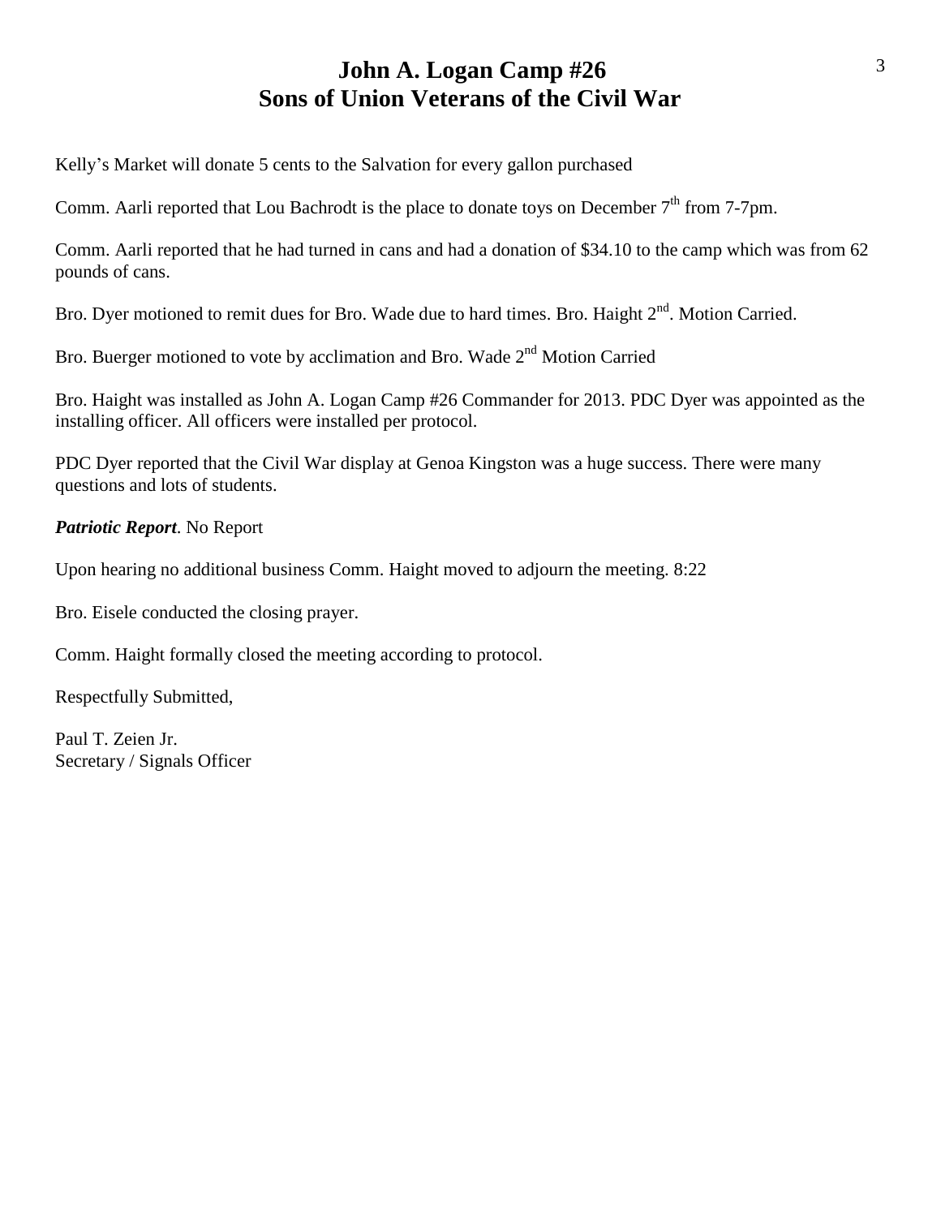# John A. Logan Camp #26
# Sons of Union Veterans of the Civil War

Kelly's Market will donate 5 cents to the Salvation for every gallon purchased

Comm. Aarli reported that Lou Bachrodt is the place to donate toys on December 7th from 7-7pm.

Comm. Aarli reported that he had turned in cans and had a donation of $34.10 to the camp which was from 62 pounds of cans.

Bro. Dyer motioned to remit dues for Bro. Wade due to hard times. Bro. Haight 2nd. Motion Carried.

Bro. Buerger motioned to vote by acclimation and Bro. Wade 2nd Motion Carried

Bro. Haight was installed as John A. Logan Camp #26 Commander for 2013. PDC Dyer was appointed as the installing officer. All officers were installed per protocol.

PDC Dyer reported that the Civil War display at Genoa Kingston was a huge success. There were many questions and lots of students.

***Patriotic Report***. No Report

Upon hearing no additional business Comm. Haight moved to adjourn the meeting. 8:22

Bro. Eisele conducted the closing prayer.

Comm. Haight formally closed the meeting according to protocol.

Respectfully Submitted,

Paul T. Zeien Jr.
Secretary / Signals Officer